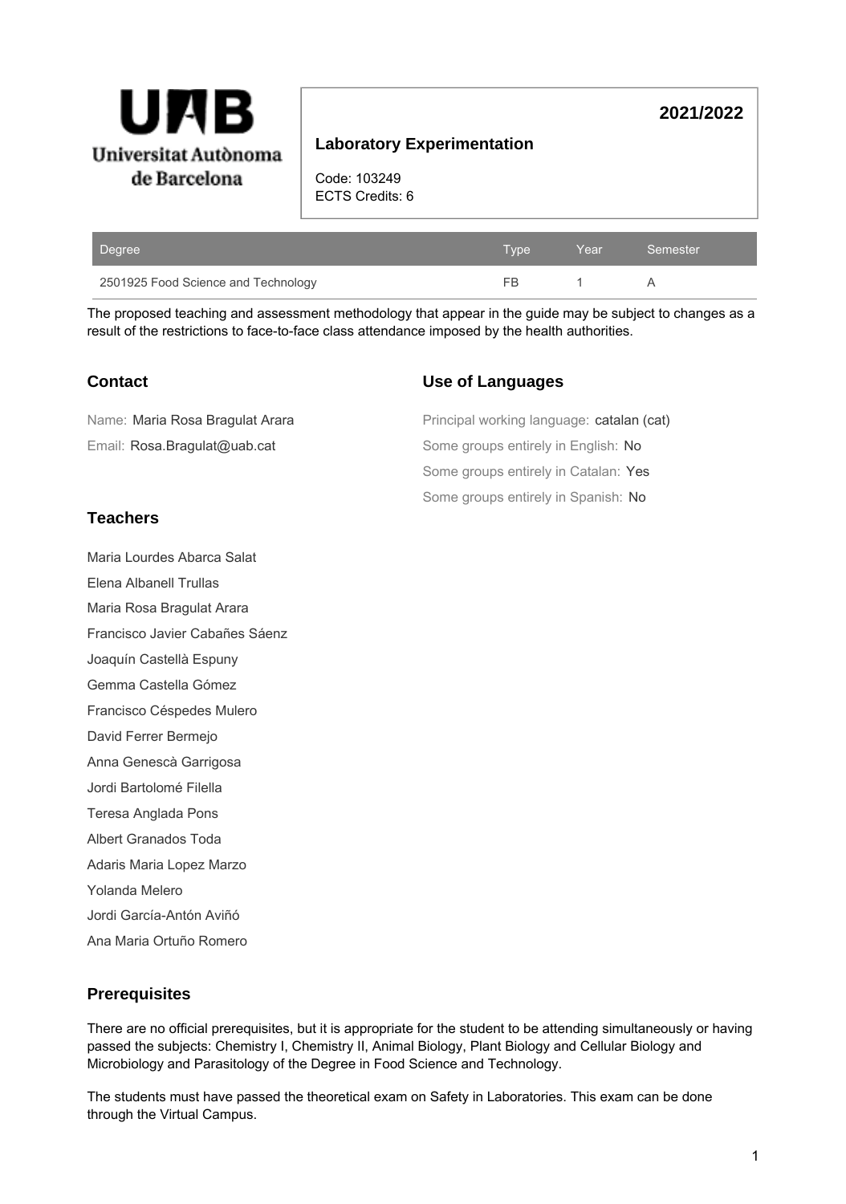**Universitat Autònoma de Barcelona**

# Laboratory Experimentation

**2021/2022**

Code: 103249
ECTS Credits: 6

| Degree | Type | Year | Semester |
|---|---|---|---|
| 2501925 Food Science and Technology | FB | 1 | A |

The proposed teaching and assessment methodology that appear in the guide may be subject to changes as a result of the restrictions to face-to-face class attendance imposed by the health authorities.

## Contact

Name: Maria Rosa Bragulat Arara

Email: Rosa.Bragulat@uab.cat

## Use of Languages

Principal working language: catalan (cat)

Some groups entirely in English: No

Some groups entirely in Catalan: Yes

Some groups entirely in Spanish: No

## Teachers

Maria Lourdes Abarca Salat

Elena Albanell Trullas

Maria Rosa Bragulat Arara

Francisco Javier Cabañes Sáenz

Joaquín Castellà Espuny

Gemma Castella Gómez

Francisco Céspedes Mulero

David Ferrer Bermejo

Anna Genescà Garrigosa

Jordi Bartolomé Filella

Teresa Anglada Pons

Albert Granados Toda

Adaris Maria Lopez Marzo

Yolanda Melero

Jordi García-Antón Aviñó

Ana Maria Ortuño Romero

## Prerequisites

There are no official prerequisites, but it is appropriate for the student to be attending simultaneously or having passed the subjects: Chemistry I, Chemistry II, Animal Biology, Plant Biology and Cellular Biology and Microbiology and Parasitology of the Degree in Food Science and Technology.

The students must have passed the theoretical exam on Safety in Laboratories. This exam can be done through the Virtual Campus.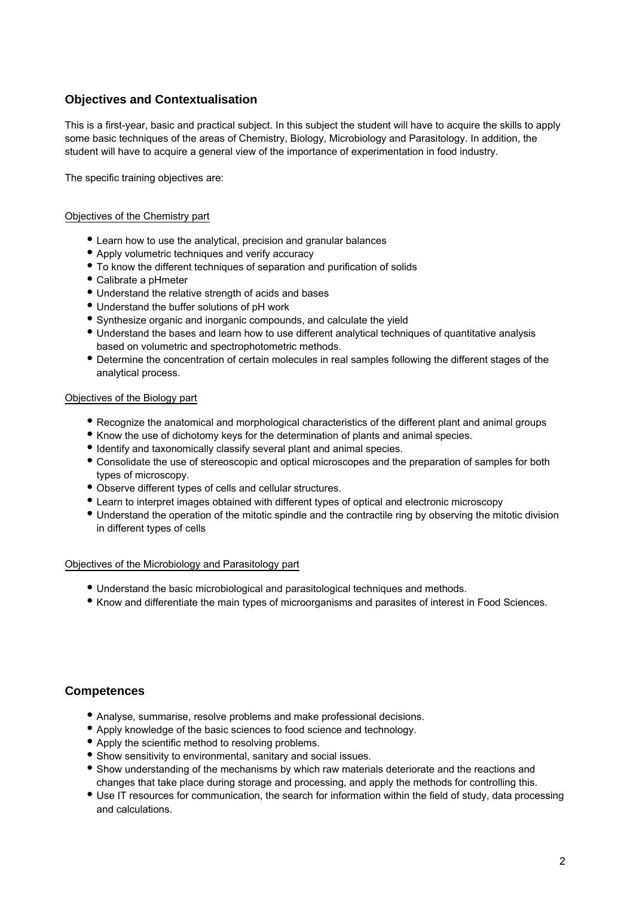## Objectives and Contextualisation

This is a first-year, basic and practical subject. In this subject the student will have to acquire the skills to apply some basic techniques of the areas of Chemistry, Biology, Microbiology and Parasitology. In addition, the student will have to acquire a general view of the importance of experimentation in food industry.

The specific training objectives are:

Objectives of the Chemistry part

- Learn how to use the analytical, precision and granular balances
- Apply volumetric techniques and verify accuracy
- To know the different techniques of separation and purification of solids
- Calibrate a pHmeter
- Understand the relative strength of acids and bases
- Understand the buffer solutions of pH work
- Synthesize organic and inorganic compounds, and calculate the yield
- Understand the bases and learn how to use different analytical techniques of quantitative analysis based on volumetric and spectrophotometric methods.
- Determine the concentration of certain molecules in real samples following the different stages of the analytical process.

Objectives of the Biology part

- Recognize the anatomical and morphological characteristics of the different plant and animal groups
- Know the use of dichotomy keys for the determination of plants and animal species.
- Identify and taxonomically classify several plant and animal species.
- Consolidate the use of stereoscopic and optical microscopes and the preparation of samples for both types of microscopy.
- Observe different types of cells and cellular structures.
- Learn to interpret images obtained with different types of optical and electronic microscopy
- Understand the operation of the mitotic spindle and the contractile ring by observing the mitotic division in different types of cells

Objectives of the Microbiology and Parasitology part

- Understand the basic microbiological and parasitological techniques and methods.
- Know and differentiate the main types of microorganisms and parasites of interest in Food Sciences.

## Competences

- Analyse, summarise, resolve problems and make professional decisions.
- Apply knowledge of the basic sciences to food science and technology.
- Apply the scientific method to resolving problems.
- Show sensitivity to environmental, sanitary and social issues.
- Show understanding of the mechanisms by which raw materials deteriorate and the reactions and changes that take place during storage and processing, and apply the methods for controlling this.
- Use IT resources for communication, the search for information within the field of study, data processing and calculations.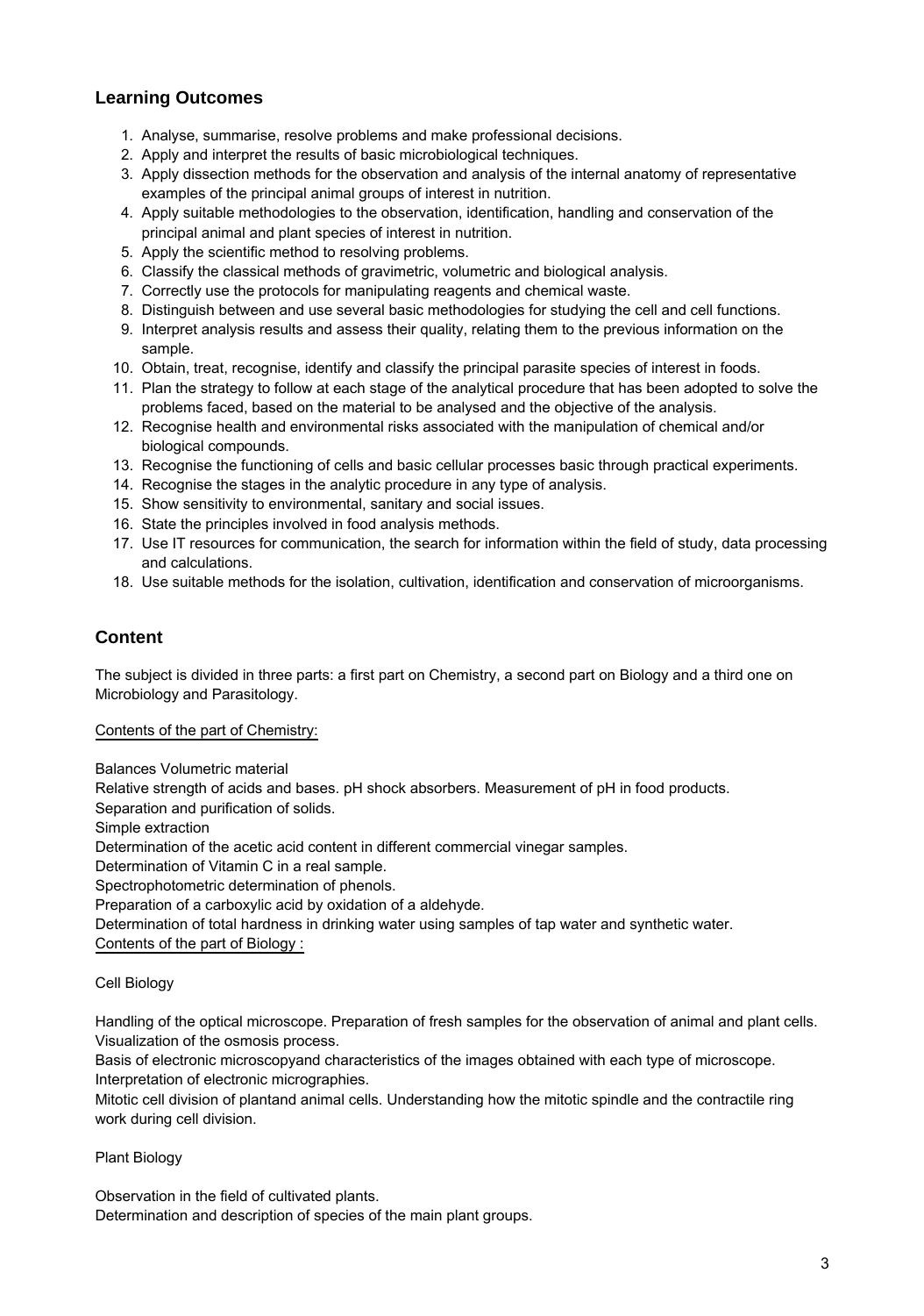## Learning Outcomes

1. Analyse, summarise, resolve problems and make professional decisions.
2. Apply and interpret the results of basic microbiological techniques.
3. Apply dissection methods for the observation and analysis of the internal anatomy of representative examples of the principal animal groups of interest in nutrition.
4. Apply suitable methodologies to the observation, identification, handling and conservation of the principal animal and plant species of interest in nutrition.
5. Apply the scientific method to resolving problems.
6. Classify the classical methods of gravimetric, volumetric and biological analysis.
7. Correctly use the protocols for manipulating reagents and chemical waste.
8. Distinguish between and use several basic methodologies for studying the cell and cell functions.
9. Interpret analysis results and assess their quality, relating them to the previous information on the sample.
10. Obtain, treat, recognise, identify and classify the principal parasite species of interest in foods.
11. Plan the strategy to follow at each stage of the analytical procedure that has been adopted to solve the problems faced, based on the material to be analysed and the objective of the analysis.
12. Recognise health and environmental risks associated with the manipulation of chemical and/or biological compounds.
13. Recognise the functioning of cells and basic cellular processes basic through practical experiments.
14. Recognise the stages in the analytic procedure in any type of analysis.
15. Show sensitivity to environmental, sanitary and social issues.
16. State the principles involved in food analysis methods.
17. Use IT resources for communication, the search for information within the field of study, data processing and calculations.
18. Use suitable methods for the isolation, cultivation, identification and conservation of microorganisms.

## Content

The subject is divided in three parts: a first part on Chemistry, a second part on Biology and a third one on Microbiology and Parasitology.

Contents of the part of Chemistry:

Balances Volumetric material
Relative strength of acids and bases. pH shock absorbers. Measurement of pH in food products.
Separation and purification of solids.
Simple extraction
Determination of the acetic acid content in different commercial vinegar samples.
Determination of Vitamin C in a real sample.
Spectrophotometric determination of phenols.
Preparation of a carboxylic acid by oxidation of a aldehyde.
Determination of total hardness in drinking water using samples of tap water and synthetic water.

Contents of the part of Biology :

Cell Biology

Handling of the optical microscope. Preparation of fresh samples for the observation of animal and plant cells. Visualization of the osmosis process.
Basis of electronic microscopyand characteristics of the images obtained with each type of microscope. Interpretation of electronic micrographies.
Mitotic cell division of plantand animal cells. Understanding how the mitotic spindle and the contractile ring work during cell division.

Plant Biology

Observation in the field of cultivated plants.
Determination and description of species of the main plant groups.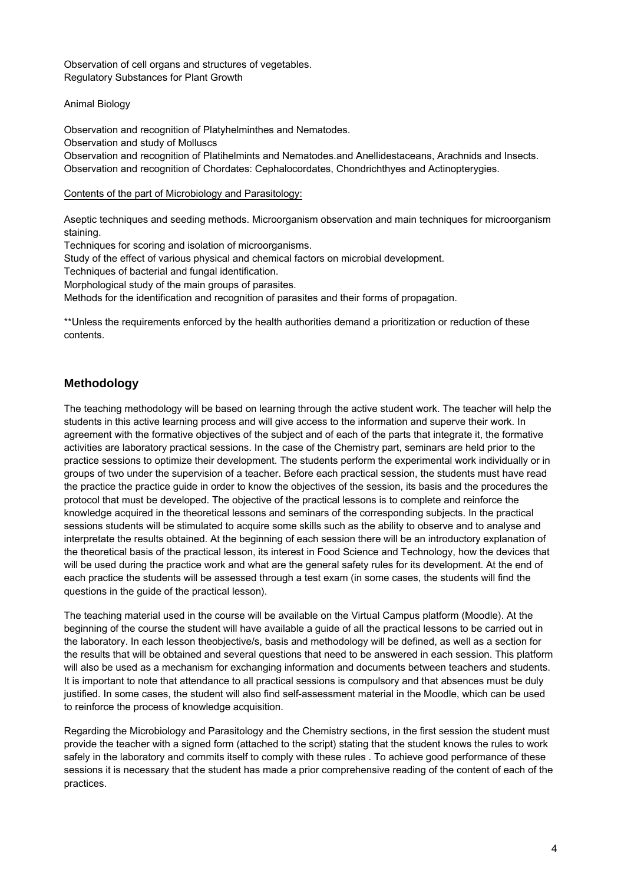Observation of cell organs and structures of vegetables.
Regulatory Substances for Plant Growth

Animal Biology

Observation and recognition of Platyhelminthes and Nematodes.
Observation and study of Molluscs
Observation and recognition of Platihelmints and Nematodes.and Anellidestaceans, Arachnids and Insects.
Observation and recognition of Chordates: Cephalocordates, Chondrichthyes and Actinopterygies.

Contents of the part of Microbiology and Parasitology:

Aseptic techniques and seeding methods. Microorganism observation and main techniques for microorganism staining.
Techniques for scoring and isolation of microorganisms.
Study of the effect of various physical and chemical factors on microbial development.
Techniques of bacterial and fungal identification.
Morphological study of the main groups of parasites.
Methods for the identification and recognition of parasites and their forms of propagation.

**Unless the requirements enforced by the health authorities demand a prioritization or reduction of these contents.

## Methodology

The teaching methodology will be based on learning through the active student work. The teacher will help the students in this active learning process and will give access to the information and superve their work. In agreement with the formative objectives of the subject and of each of the parts that integrate it, the formative activities are laboratory practical sessions. In the case of the Chemistry part, seminars are held prior to the practice sessions to optimize their development. The students perform the experimental work individually or in groups of two under the supervision of a teacher. Before each practical session, the students must have read the practice the practice guide in order to know the objectives of the session, its basis and the procedures the protocol that must be developed. The objective of the practical lessons is to complete and reinforce the knowledge acquired in the theoretical lessons and seminars of the corresponding subjects. In the practical sessions students will be stimulated to acquire some skills such as the ability to observe and to analyse and interpretate the results obtained. At the beginning of each session there will be an introductory explanation of the theoretical basis of the practical lesson, its interest in Food Science and Technology, how the devices that will be used during the practice work and what are the general safety rules for its development. At the end of each practice the students will be assessed through a test exam (in some cases, the students will find the questions in the guide of the practical lesson).

The teaching material used in the course will be available on the Virtual Campus platform (Moodle). At the beginning of the course the student will have available a guide of all the practical lessons to be carried out in the laboratory. In each lesson theobjective/s, basis and methodology will be defined, as well as a section for the results that will be obtained and several questions that need to be answered in each session. This platform will also be used as a mechanism for exchanging information and documents between teachers and students. It is important to note that attendance to all practical sessions is compulsory and that absences must be duly justified. In some cases, the student will also find self-assessment material in the Moodle, which can be used to reinforce the process of knowledge acquisition.

Regarding the Microbiology and Parasitology and the Chemistry sections, in the first session the student must provide the teacher with a signed form (attached to the script) stating that the student knows the rules to work safely in the laboratory and commits itself to comply with these rules . To achieve good performance of these sessions it is necessary that the student has made a prior comprehensive reading of the content of each of the practices.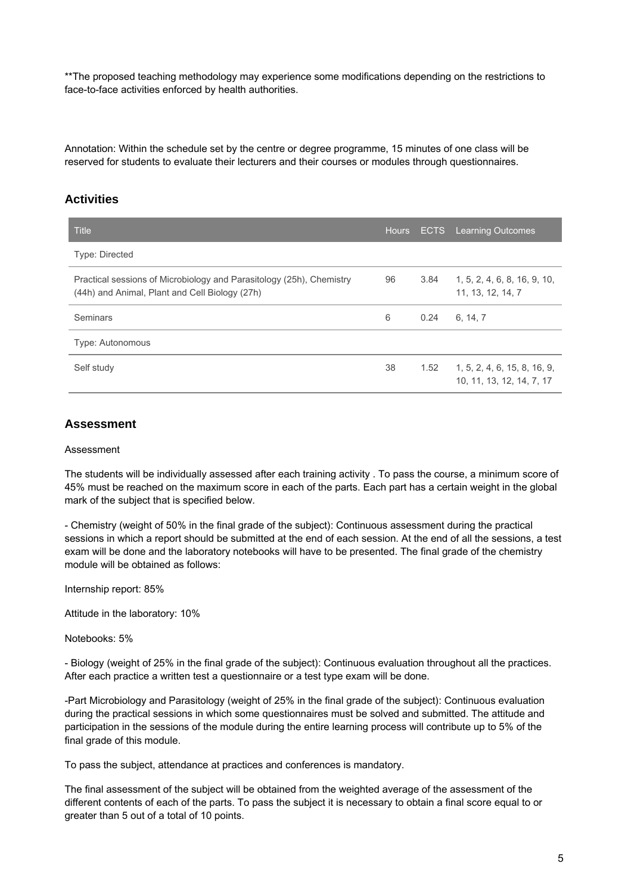**The proposed teaching methodology may experience some modifications depending on the restrictions to face-to-face activities enforced by health authorities.

Annotation: Within the schedule set by the centre or degree programme, 15 minutes of one class will be reserved for students to evaluate their lecturers and their courses or modules through questionnaires.

## Activities

| Title | Hours | ECTS | Learning Outcomes |
|---|---|---|---|
| Type: Directed | | | |
| Practical sessions of Microbiology and Parasitology (25h), Chemistry (44h) and Animal, Plant and Cell Biology (27h) | 96 | 3.84 | 1, 5, 2, 4, 6, 8, 16, 9, 10, 11, 13, 12, 14, 7 |
| Seminars | 6 | 0.24 | 6, 14, 7 |
| Type: Autonomous | | | |
| Self study | 38 | 1.52 | 1, 5, 2, 4, 6, 15, 8, 16, 9, 10, 11, 13, 12, 14, 7, 17 |

## Assessment

Assessment

The students will be individually assessed after each training activity . To pass the course, a minimum score of 45% must be reached on the maximum score in each of the parts. Each part has a certain weight in the global mark of the subject that is specified below.

- Chemistry (weight of 50% in the final grade of the subject): Continuous assessment during the practical sessions in which a report should be submitted at the end of each session. At the end of all the sessions, a test exam will be done and the laboratory notebooks will have to be presented. The final grade of the chemistry module will be obtained as follows:

Internship report: 85%

Attitude in the laboratory: 10%

Notebooks: 5%

- Biology (weight of 25% in the final grade of the subject): Continuous evaluation throughout all the practices. After each practice a written test a questionnaire or a test type exam will be done.

-Part Microbiology and Parasitology (weight of 25% in the final grade of the subject): Continuous evaluation during the practical sessions in which some questionnaires must be solved and submitted. The attitude and participation in the sessions of the module during the entire learning process will contribute up to 5% of the final grade of this module.

To pass the subject, attendance at practices and conferences is mandatory.

The final assessment of the subject will be obtained from the weighted average of the assessment of the different contents of each of the parts. To pass the subject it is necessary to obtain a final score equal to or greater than 5 out of a total of 10 points.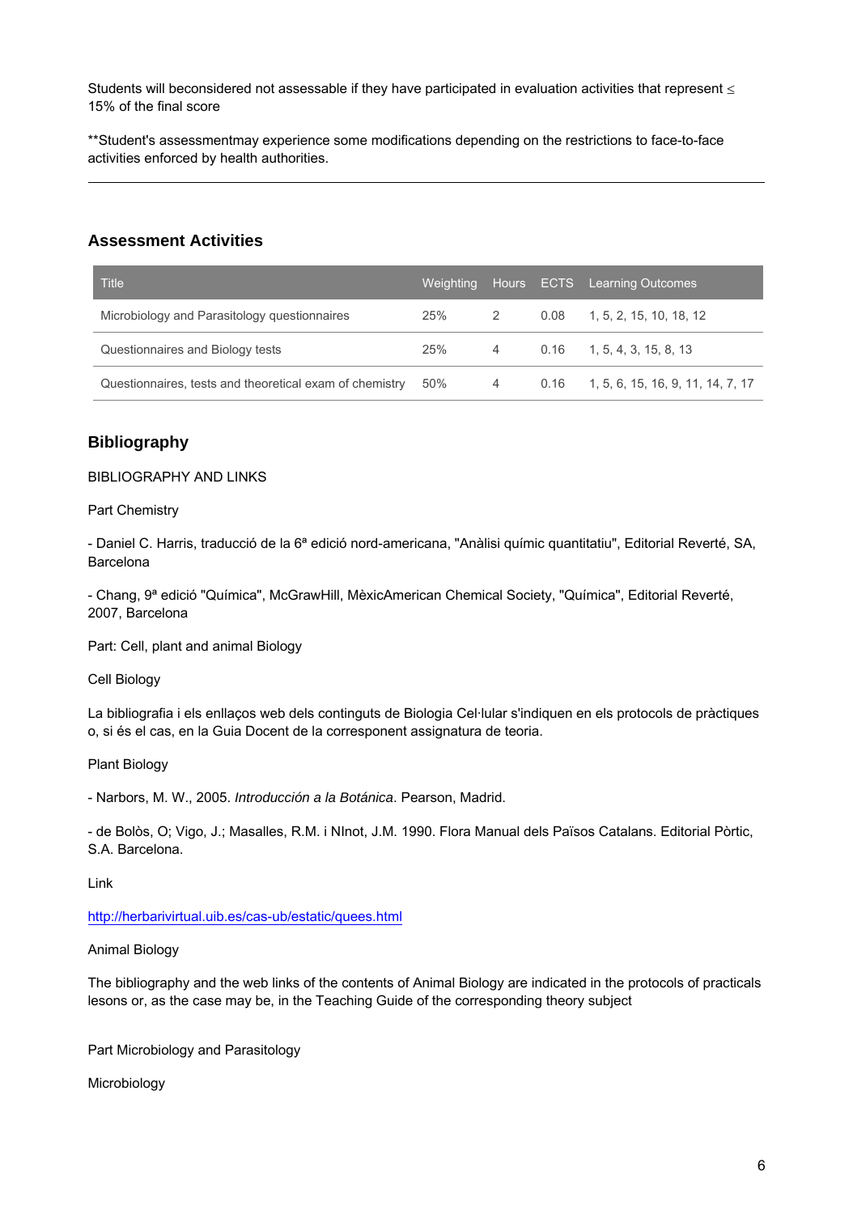Students will beconsidered not assessable if they have participated in evaluation activities that represent ≤ 15% of the final score

**Student's assessmentmay experience some modifications depending on the restrictions to face-to-face activities enforced by health authorities.

---

## Assessment Activities

| Title | Weighting | Hours | ECTS | Learning Outcomes |
|---|---|---|---|---|
| Microbiology and Parasitology questionnaires | 25% | 2 | 0.08 | 1, 5, 2, 15, 10, 18, 12 |
| Questionnaires and Biology tests | 25% | 4 | 0.16 | 1, 5, 4, 3, 15, 8, 13 |
| Questionnaires, tests and theoretical exam of chemistry | 50% | 4 | 0.16 | 1, 5, 6, 15, 16, 9, 11, 14, 7, 17 |

## Bibliography

BIBLIOGRAPHY AND LINKS

Part Chemistry

- Daniel C. Harris, traducció de la 6ª edició nord-americana, "Anàlisi químic quantitatiu", Editorial Reverté, SA, Barcelona

- Chang, 9ª edició "Química", McGrawHill, MèxicAmerican Chemical Society, "Química", Editorial Reverté, 2007, Barcelona

Part: Cell, plant and animal Biology

Cell Biology

La bibliografia i els enllaços web dels continguts de Biologia Cel·lular s'indiquen en els protocols de pràctiques o, si és el cas, en la Guia Docent de la corresponent assignatura de teoria.

Plant Biology

- Narbors, M. W., 2005. *Introducción a la Botánica*. Pearson, Madrid.

- de Bolòs, O; Vigo, J.; Masalles, R.M. i NInot, J.M. 1990. Flora Manual dels Països Catalans. Editorial Pòrtic, S.A. Barcelona.

Link

http://herbarivirtual.uib.es/cas-ub/estatic/quees.html

Animal Biology

The bibliography and the web links of the contents of Animal Biology are indicated in the protocols of practicals lesons or, as the case may be, in the Teaching Guide of the corresponding theory subject

Part Microbiology and Parasitology

Microbiology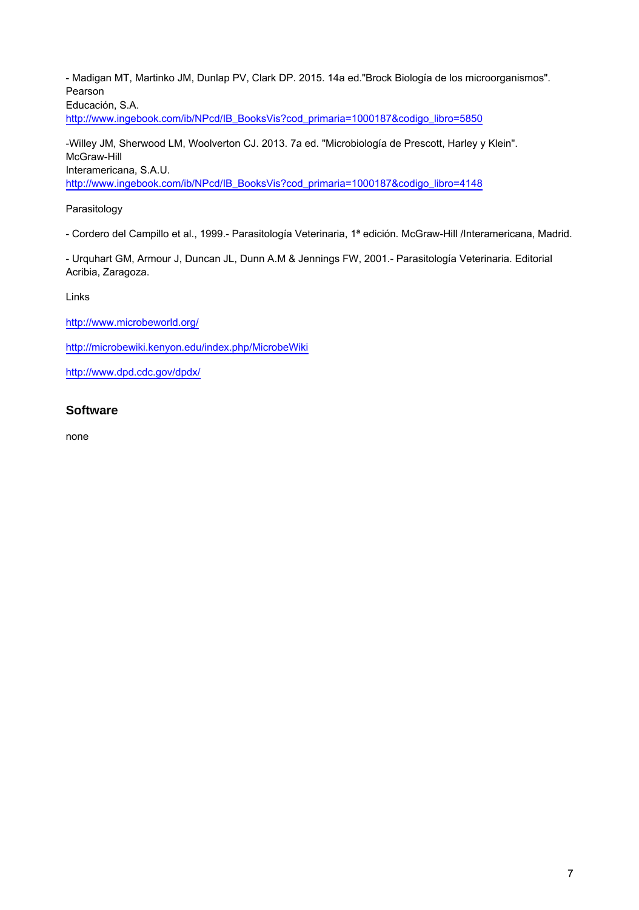- Madigan MT, Martinko JM, Dunlap PV, Clark DP. 2015. 14a ed."Brock Biología de los microorganismos". Pearson
Educación, S.A.
http://www.ingebook.com/ib/NPcd/IB_BooksVis?cod_primaria=1000187&codigo_libro=5850

-Willey JM, Sherwood LM, Woolverton CJ. 2013. 7a ed. "Microbiología de Prescott, Harley y Klein". McGraw-Hill
Interamericana, S.A.U.
http://www.ingebook.com/ib/NPcd/IB_BooksVis?cod_primaria=1000187&codigo_libro=4148

Parasitology

- Cordero del Campillo et al., 1999.- Parasitología Veterinaria, 1ª edición. McGraw-Hill /Interamericana, Madrid.

- Urquhart GM, Armour J, Duncan JL, Dunn A.M & Jennings FW, 2001.- Parasitología Veterinaria. Editorial Acribia, Zaragoza.

Links

http://www.microbeworld.org/

http://microbewiki.kenyon.edu/index.php/MicrobeWiki

http://www.dpd.cdc.gov/dpdx/

## Software

none